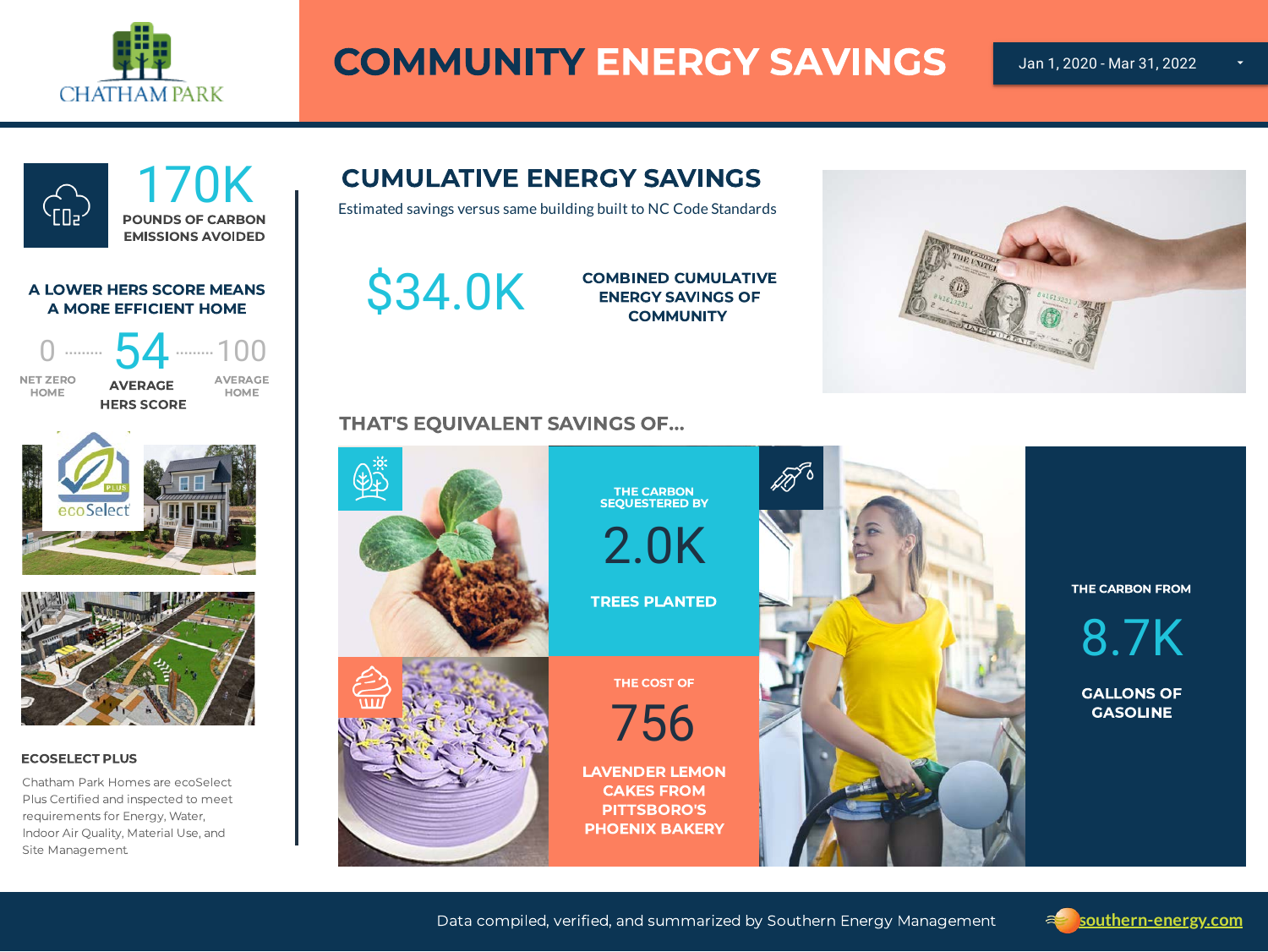CHATHAM PARK

# COMMUNITY ENERGY SAVINGS

Jan 1, 2020 - Mar 31, 2022

**170K**
POUNDS OF CARBON EMISSIONS AVOIDED

**A LOWER HERS SCORE MEANS A MORE EFFICIENT HOME**

0 — NET ZERO HOME
54 — AVERAGE HERS SCORE
100 — AVERAGE HOME

ecoSelect PLUS

### ECOSELECT PLUS

Chatham Park Homes are ecoSelect Plus Certified and inspected to meet requirements for Energy, Water, Indoor Air Quality, Material Use, and Site Management.

## CUMULATIVE ENERGY SAVINGS

Estimated savings versus same building built to NC Code Standards

**$34.0K**
COMBINED CUMULATIVE ENERGY SAVINGS OF COMMUNITY

### THAT'S EQUIVALENT SAVINGS OF...

THE CARBON SEQUESTERED BY
**2.0K**
TREES PLANTED

THE COST OF
**756**
LAVENDER LEMON CAKES FROM PITTSBORO'S PHOENIX BAKERY

THE CARBON FROM
**8.7K**
GALLONS OF GASOLINE

Data compiled, verified, and summarized by Southern Energy Management — southern-energy.com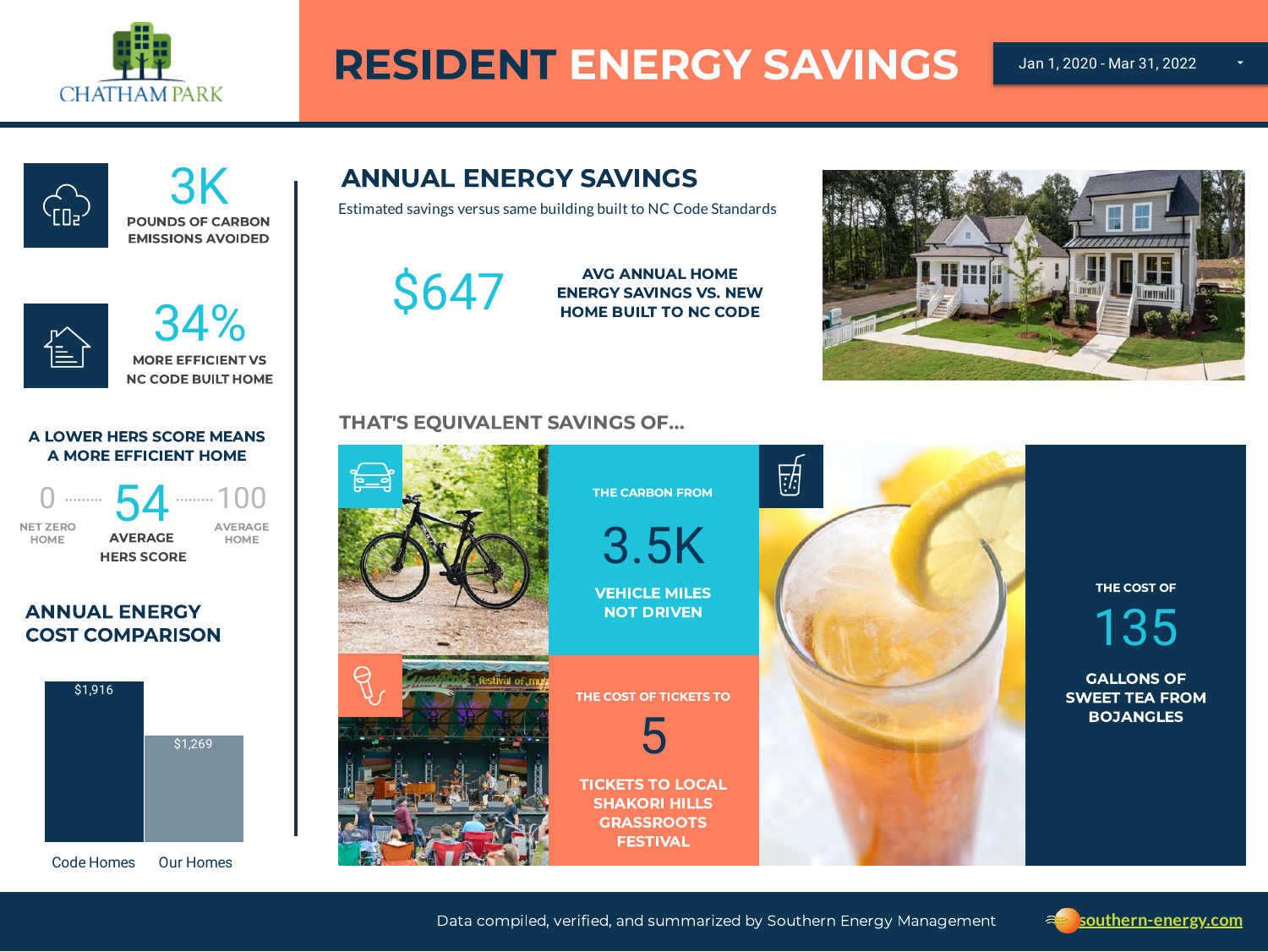CHATHAM PARK

# RESIDENT ENERGY SAVINGS

Jan 1, 2020 - Mar 31, 2022

**3K**
POUNDS OF CARBON EMISSIONS AVOIDED

**34%**
MORE EFFICIENT VS NC CODE BUILT HOME

A LOWER HERS SCORE MEANS A MORE EFFICIENT HOME

0 NET ZERO HOME ········ **54** AVERAGE HERS SCORE ········ 100 AVERAGE HOME

## ANNUAL ENERGY COST COMPARISON

$1,916
$1,269
Code Homes
Our Homes

## ANNUAL ENERGY SAVINGS

Estimated savings versus same building built to NC Code Standards

**$647**
AVG ANNUAL HOME ENERGY SAVINGS VS. NEW HOME BUILT TO NC CODE

### THAT'S EQUIVALENT SAVINGS OF...

THE CARBON FROM
**3.5K**
VEHICLE MILES NOT DRIVEN

THE COST OF TICKETS TO
**5**
TICKETS TO LOCAL SHAKORI HILLS GRASSROOTS FESTIVAL

THE COST OF
**135**
GALLONS OF SWEET TEA FROM BOJANGLES

Data compiled, verified, and summarized by Southern Energy Management

southern-energy.com